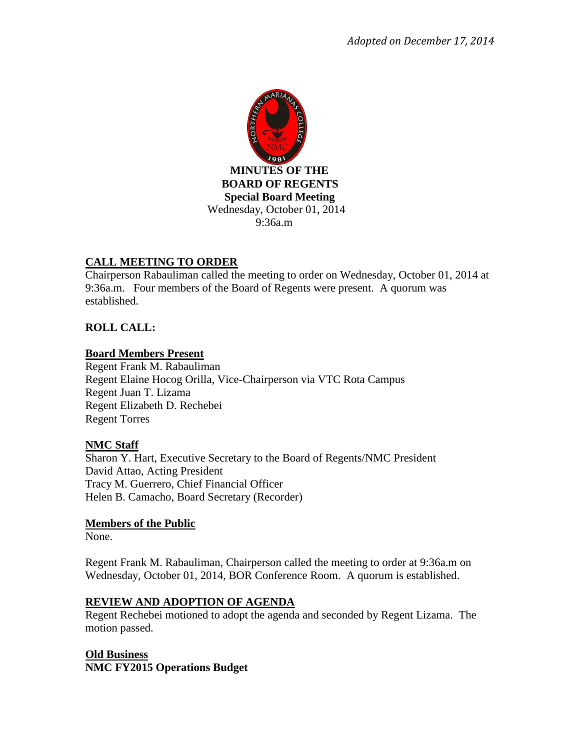*Adopted on December 17, 2014*

**MINUTES OF THE**
**BOARD OF REGENTS**
**Special Board Meeting**
Wednesday, October 01, 2014
9:36a.m

## CALL MEETING TO ORDER

Chairperson Rabauliman called the meeting to order on Wednesday, October 01, 2014 at 9:36a.m. Four members of the Board of Regents were present. A quorum was established.

## ROLL CALL:

**Board Members Present**

Regent Frank M. Rabauliman
Regent Elaine Hocog Orilla, Vice-Chairperson via VTC Rota Campus
Regent Juan T. Lizama
Regent Elizabeth D. Rechebei
Regent Torres

**NMC Staff**

Sharon Y. Hart, Executive Secretary to the Board of Regents/NMC President
David Attao, Acting President
Tracy M. Guerrero, Chief Financial Officer
Helen B. Camacho, Board Secretary (Recorder)

**Members of the Public**

None.

Regent Frank M. Rabauliman, Chairperson called the meeting to order at 9:36a.m on Wednesday, October 01, 2014, BOR Conference Room. A quorum is established.

## REVIEW AND ADOPTION OF AGENDA

Regent Rechebei motioned to adopt the agenda and seconded by Regent Lizama. The motion passed.

**Old Business**
**NMC FY2015 Operations Budget**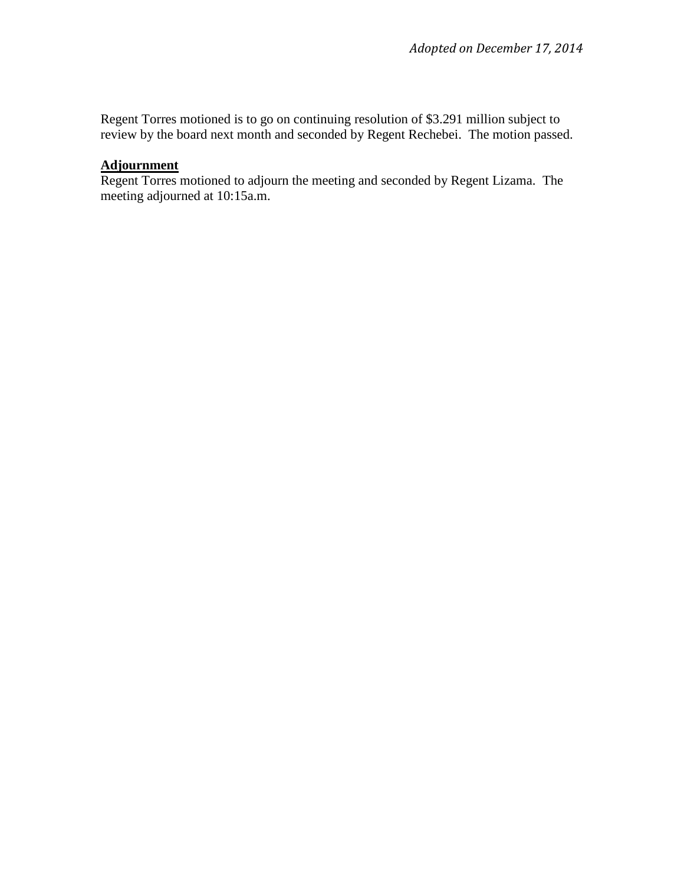*Adopted on December 17, 2014*

Regent Torres motioned is to go on continuing resolution of $3.291 million subject to review by the board next month and seconded by Regent Rechebei. The motion passed.

**Adjournment**

Regent Torres motioned to adjourn the meeting and seconded by Regent Lizama. The meeting adjourned at 10:15a.m.